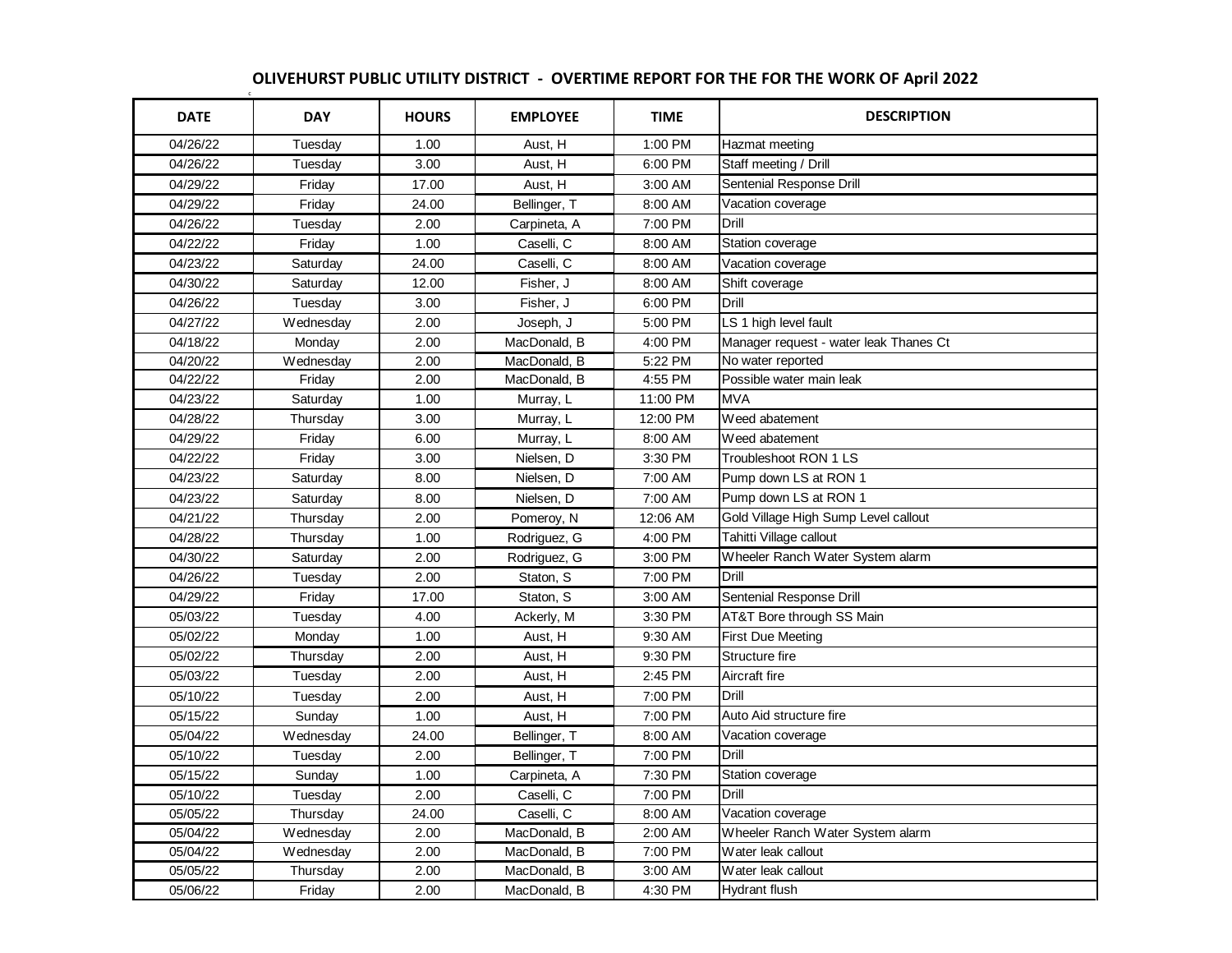# OLIVEHURST PUBLIC UTILITY DISTRICT - OVERTIME REPORT FOR THE FOR THE WORK OF April 2022

| DATE | DAY | HOURS | EMPLOYEE | TIME | DESCRIPTION |
|---|---|---|---|---|---|
| 04/26/22 | Tuesday | 1.00 | Aust, H | 1:00 PM | Hazmat meeting |
| 04/26/22 | Tuesday | 3.00 | Aust, H | 6:00 PM | Staff meeting / Drill |
| 04/29/22 | Friday | 17.00 | Aust, H | 3:00 AM | Sentenial Response Drill |
| 04/29/22 | Friday | 24.00 | Bellinger, T | 8:00 AM | Vacation coverage |
| 04/26/22 | Tuesday | 2.00 | Carpineta, A | 7:00 PM | Drill |
| 04/22/22 | Friday | 1.00 | Caselli, C | 8:00 AM | Station coverage |
| 04/23/22 | Saturday | 24.00 | Caselli, C | 8:00 AM | Vacation coverage |
| 04/30/22 | Saturday | 12.00 | Fisher, J | 8:00 AM | Shift coverage |
| 04/26/22 | Tuesday | 3.00 | Fisher, J | 6:00 PM | Drill |
| 04/27/22 | Wednesday | 2.00 | Joseph, J | 5:00 PM | LS 1 high level fault |
| 04/18/22 | Monday | 2.00 | MacDonald, B | 4:00 PM | Manager request - water leak Thanes Ct |
| 04/20/22 | Wednesday | 2.00 | MacDonald, B | 5:22 PM | No water reported |
| 04/22/22 | Friday | 2.00 | MacDonald, B | 4:55 PM | Possible water main leak |
| 04/23/22 | Saturday | 1.00 | Murray, L | 11:00 PM | MVA |
| 04/28/22 | Thursday | 3.00 | Murray, L | 12:00 PM | Weed abatement |
| 04/29/22 | Friday | 6.00 | Murray, L | 8:00 AM | Weed abatement |
| 04/22/22 | Friday | 3.00 | Nielsen, D | 3:30 PM | Troubleshoot RON 1 LS |
| 04/23/22 | Saturday | 8.00 | Nielsen, D | 7:00 AM | Pump down LS at RON 1 |
| 04/23/22 | Saturday | 8.00 | Nielsen, D | 7:00 AM | Pump down LS at RON 1 |
| 04/21/22 | Thursday | 2.00 | Pomeroy, N | 12:06 AM | Gold Village High Sump Level callout |
| 04/28/22 | Thursday | 1.00 | Rodriguez, G | 4:00 PM | Tahitti Village callout |
| 04/30/22 | Saturday | 2.00 | Rodriguez, G | 3:00 PM | Wheeler Ranch Water System alarm |
| 04/26/22 | Tuesday | 2.00 | Staton, S | 7:00 PM | Drill |
| 04/29/22 | Friday | 17.00 | Staton, S | 3:00 AM | Sentenial Response Drill |
| 05/03/22 | Tuesday | 4.00 | Ackerly, M | 3:30 PM | AT&T Bore through SS Main |
| 05/02/22 | Monday | 1.00 | Aust, H | 9:30 AM | First Due Meeting |
| 05/02/22 | Thursday | 2.00 | Aust, H | 9:30 PM | Structure fire |
| 05/03/22 | Tuesday | 2.00 | Aust, H | 2:45 PM | Aircraft fire |
| 05/10/22 | Tuesday | 2.00 | Aust, H | 7:00 PM | Drill |
| 05/15/22 | Sunday | 1.00 | Aust, H | 7:00 PM | Auto Aid structure fire |
| 05/04/22 | Wednesday | 24.00 | Bellinger, T | 8:00 AM | Vacation coverage |
| 05/10/22 | Tuesday | 2.00 | Bellinger, T | 7:00 PM | Drill |
| 05/15/22 | Sunday | 1.00 | Carpineta, A | 7:30 PM | Station coverage |
| 05/10/22 | Tuesday | 2.00 | Caselli, C | 7:00 PM | Drill |
| 05/05/22 | Thursday | 24.00 | Caselli, C | 8:00 AM | Vacation coverage |
| 05/04/22 | Wednesday | 2.00 | MacDonald, B | 2:00 AM | Wheeler Ranch Water System alarm |
| 05/04/22 | Wednesday | 2.00 | MacDonald, B | 7:00 PM | Water leak callout |
| 05/05/22 | Thursday | 2.00 | MacDonald, B | 3:00 AM | Water leak callout |
| 05/06/22 | Friday | 2.00 | MacDonald, B | 4:30 PM | Hydrant flush |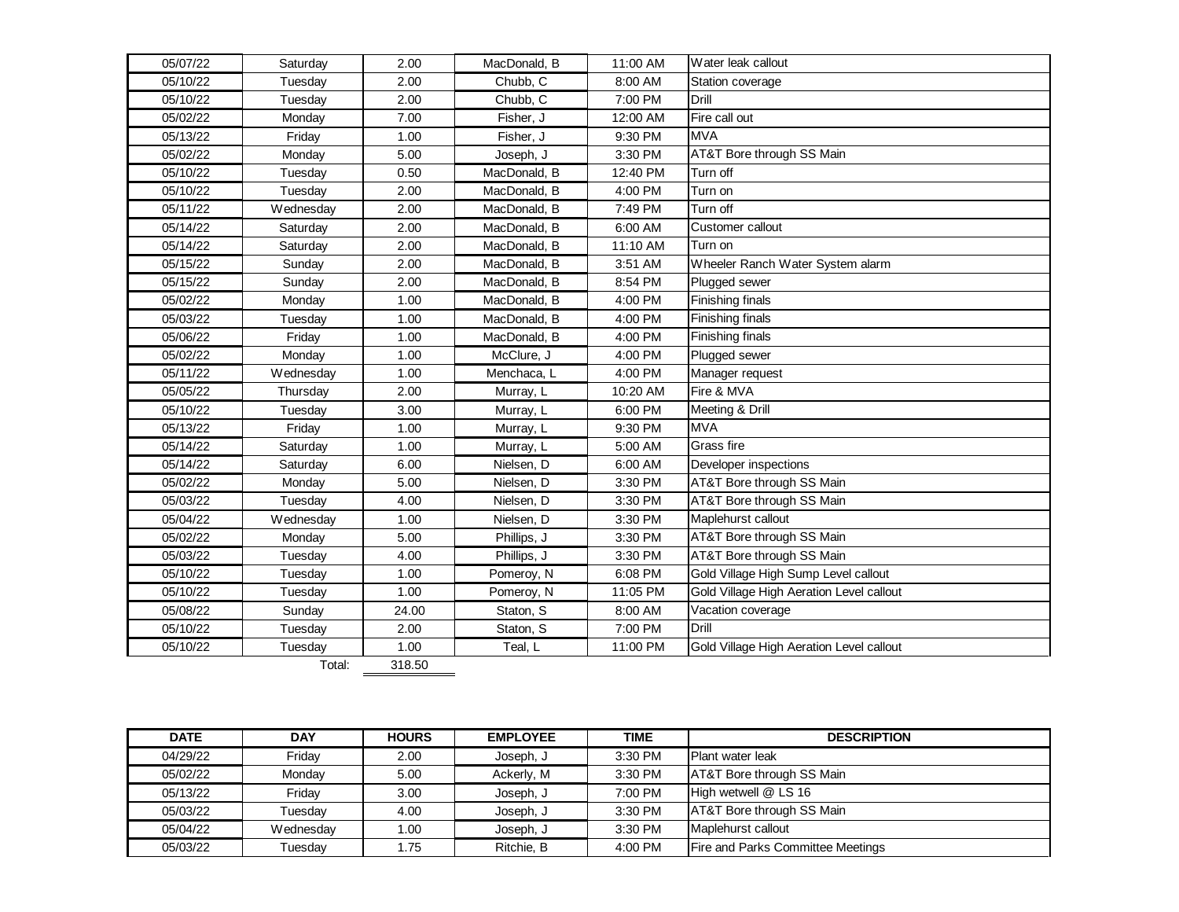| | | | | | |
|---|---|---|---|---|---|
| 05/07/22 | Saturday | 2.00 | MacDonald, B | 11:00 AM | Water leak callout |
| 05/10/22 | Tuesday | 2.00 | Chubb, C | 8:00 AM | Station coverage |
| 05/10/22 | Tuesday | 2.00 | Chubb, C | 7:00 PM | Drill |
| 05/02/22 | Monday | 7.00 | Fisher, J | 12:00 AM | Fire call out |
| 05/13/22 | Friday | 1.00 | Fisher, J | 9:30 PM | MVA |
| 05/02/22 | Monday | 5.00 | Joseph, J | 3:30 PM | AT&T Bore through SS Main |
| 05/10/22 | Tuesday | 0.50 | MacDonald, B | 12:40 PM | Turn off |
| 05/10/22 | Tuesday | 2.00 | MacDonald, B | 4:00 PM | Turn on |
| 05/11/22 | Wednesday | 2.00 | MacDonald, B | 7:49 PM | Turn off |
| 05/14/22 | Saturday | 2.00 | MacDonald, B | 6:00 AM | Customer callout |
| 05/14/22 | Saturday | 2.00 | MacDonald, B | 11:10 AM | Turn on |
| 05/15/22 | Sunday | 2.00 | MacDonald, B | 3:51 AM | Wheeler Ranch Water System alarm |
| 05/15/22 | Sunday | 2.00 | MacDonald, B | 8:54 PM | Plugged sewer |
| 05/02/22 | Monday | 1.00 | MacDonald, B | 4:00 PM | Finishing finals |
| 05/03/22 | Tuesday | 1.00 | MacDonald, B | 4:00 PM | Finishing finals |
| 05/06/22 | Friday | 1.00 | MacDonald, B | 4:00 PM | Finishing finals |
| 05/02/22 | Monday | 1.00 | McClure, J | 4:00 PM | Plugged sewer |
| 05/11/22 | Wednesday | 1.00 | Menchaca, L | 4:00 PM | Manager request |
| 05/05/22 | Thursday | 2.00 | Murray, L | 10:20 AM | Fire & MVA |
| 05/10/22 | Tuesday | 3.00 | Murray, L | 6:00 PM | Meeting & Drill |
| 05/13/22 | Friday | 1.00 | Murray, L | 9:30 PM | MVA |
| 05/14/22 | Saturday | 1.00 | Murray, L | 5:00 AM | Grass fire |
| 05/14/22 | Saturday | 6.00 | Nielsen, D | 6:00 AM | Developer inspections |
| 05/02/22 | Monday | 5.00 | Nielsen, D | 3:30 PM | AT&T Bore through SS Main |
| 05/03/22 | Tuesday | 4.00 | Nielsen, D | 3:30 PM | AT&T Bore through SS Main |
| 05/04/22 | Wednesday | 1.00 | Nielsen, D | 3:30 PM | Maplehurst callout |
| 05/02/22 | Monday | 5.00 | Phillips, J | 3:30 PM | AT&T Bore through SS Main |
| 05/03/22 | Tuesday | 4.00 | Phillips, J | 3:30 PM | AT&T Bore through SS Main |
| 05/10/22 | Tuesday | 1.00 | Pomeroy, N | 6:08 PM | Gold Village High Sump Level callout |
| 05/10/22 | Tuesday | 1.00 | Pomeroy, N | 11:05 PM | Gold Village High Aeration Level callout |
| 05/08/22 | Sunday | 24.00 | Staton, S | 8:00 AM | Vacation coverage |
| 05/10/22 | Tuesday | 2.00 | Staton, S | 7:00 PM | Drill |
| 05/10/22 | Tuesday | 1.00 | Teal, L | 11:00 PM | Gold Village High Aeration Level callout |
| | Total: | 318.50 | | | |

| DATE | DAY | HOURS | EMPLOYEE | TIME | DESCRIPTION |
|---|---|---|---|---|---|
| 04/29/22 | Friday | 2.00 | Joseph, J | 3:30 PM | Plant water leak |
| 05/02/22 | Monday | 5.00 | Ackerly, M | 3:30 PM | AT&T Bore through SS Main |
| 05/13/22 | Friday | 3.00 | Joseph, J | 7:00 PM | High wetwell @ LS 16 |
| 05/03/22 | Tuesday | 4.00 | Joseph, J | 3:30 PM | AT&T Bore through SS Main |
| 05/04/22 | Wednesday | 1.00 | Joseph, J | 3:30 PM | Maplehurst callout |
| 05/03/22 | Tuesday | 1.75 | Ritchie, B | 4:00 PM | Fire and Parks Committee Meetings |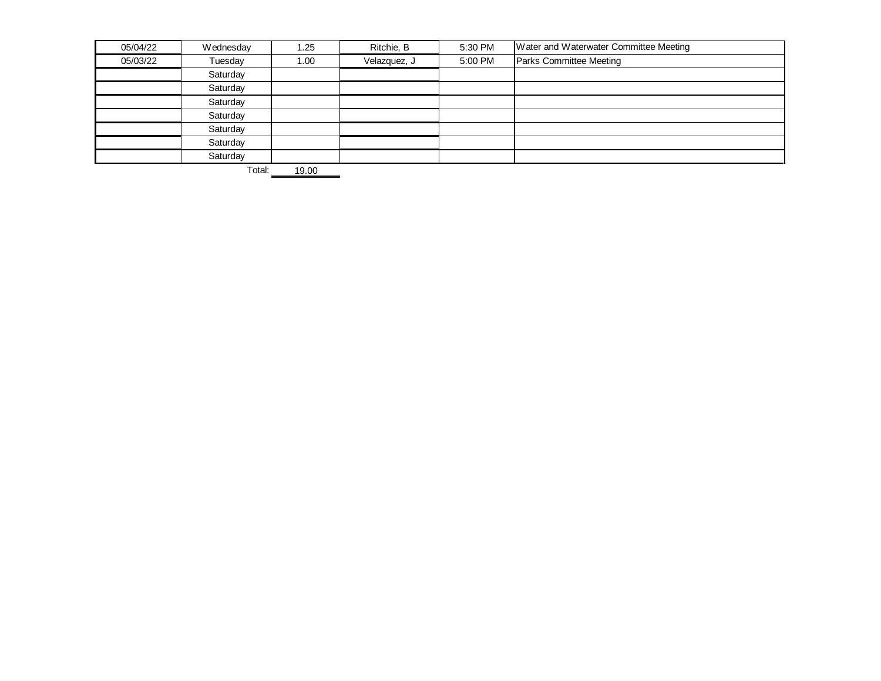| | | | | | |
|---|---|---|---|---|---|
| 05/04/22 | Wednesday | 1.25 | Ritchie, B | 5:30 PM | Water and Waterwater Committee Meeting |
| 05/03/22 | Tuesday | 1.00 | Velazquez, J | 5:00 PM | Parks Committee Meeting |
| | Saturday | | | | |
| | Saturday | | | | |
| | Saturday | | | | |
| | Saturday | | | | |
| | Saturday | | | | |
| | Saturday | | | | |
| | Saturday | | | | |
| | Total: | 19.00 | | | |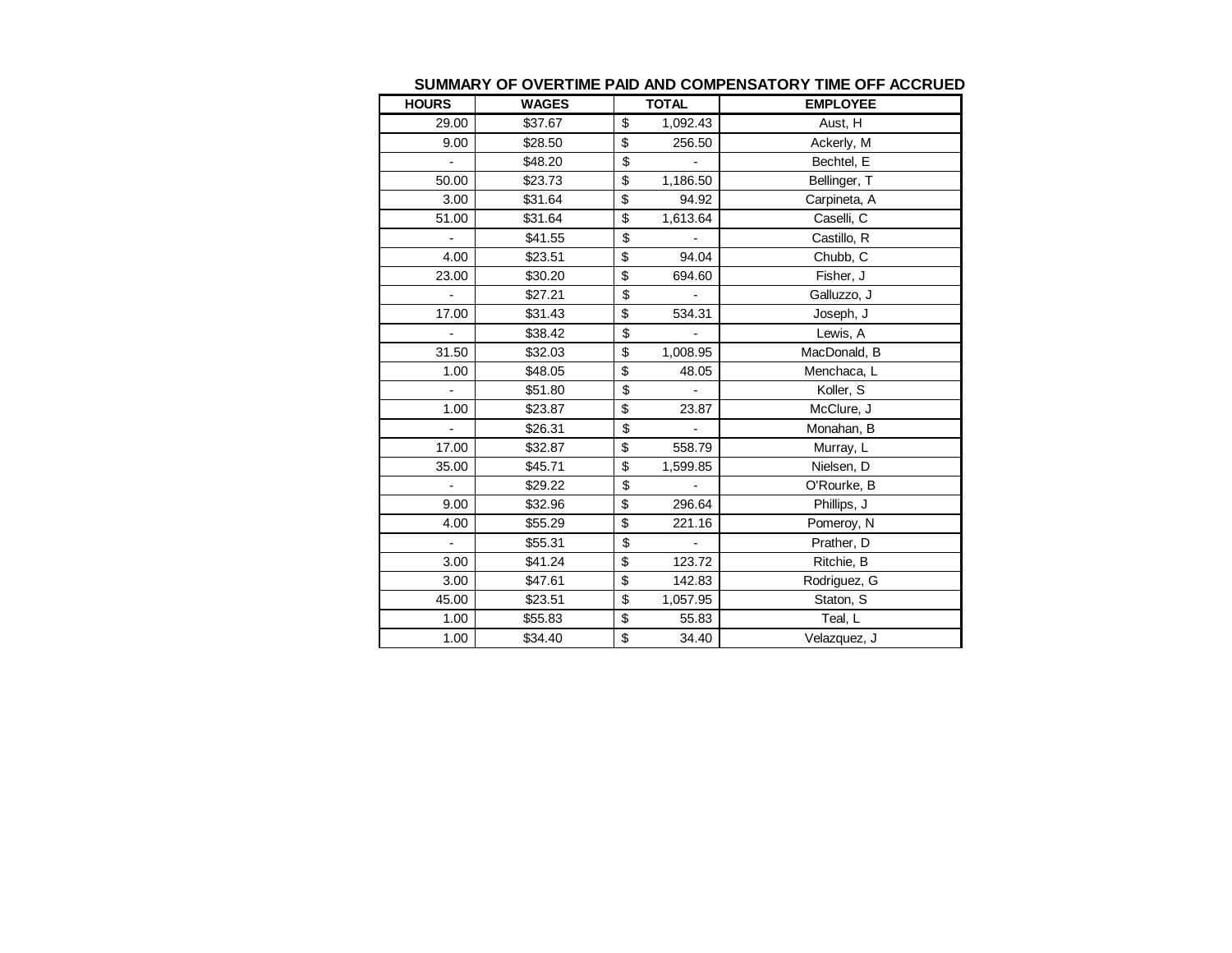## SUMMARY OF OVERTIME PAID AND COMPENSATORY TIME OFF ACCRUED

| HOURS | WAGES | TOTAL | EMPLOYEE |
|---|---|---|---|
| 29.00 | $37.67 | $ 1,092.43 | Aust, H |
| 9.00 | $28.50 | $ 256.50 | Ackerly, M |
| - | $48.20 | $ - | Bechtel, E |
| 50.00 | $23.73 | $ 1,186.50 | Bellinger, T |
| 3.00 | $31.64 | $ 94.92 | Carpineta, A |
| 51.00 | $31.64 | $ 1,613.64 | Caselli, C |
| - | $41.55 | $ - | Castillo, R |
| 4.00 | $23.51 | $ 94.04 | Chubb, C |
| 23.00 | $30.20 | $ 694.60 | Fisher, J |
| - | $27.21 | $ - | Galluzzo, J |
| 17.00 | $31.43 | $ 534.31 | Joseph, J |
| - | $38.42 | $ - | Lewis, A |
| 31.50 | $32.03 | $ 1,008.95 | MacDonald, B |
| 1.00 | $48.05 | $ 48.05 | Menchaca, L |
| - | $51.80 | $ - | Koller, S |
| 1.00 | $23.87 | $ 23.87 | McClure, J |
| - | $26.31 | $ - | Monahan, B |
| 17.00 | $32.87 | $ 558.79 | Murray, L |
| 35.00 | $45.71 | $ 1,599.85 | Nielsen, D |
| - | $29.22 | $ - | O'Rourke, B |
| 9.00 | $32.96 | $ 296.64 | Phillips, J |
| 4.00 | $55.29 | $ 221.16 | Pomeroy, N |
| - | $55.31 | $ - | Prather, D |
| 3.00 | $41.24 | $ 123.72 | Ritchie, B |
| 3.00 | $47.61 | $ 142.83 | Rodriguez, G |
| 45.00 | $23.51 | $ 1,057.95 | Staton, S |
| 1.00 | $55.83 | $ 55.83 | Teal, L |
| 1.00 | $34.40 | $ 34.40 | Velazquez, J |